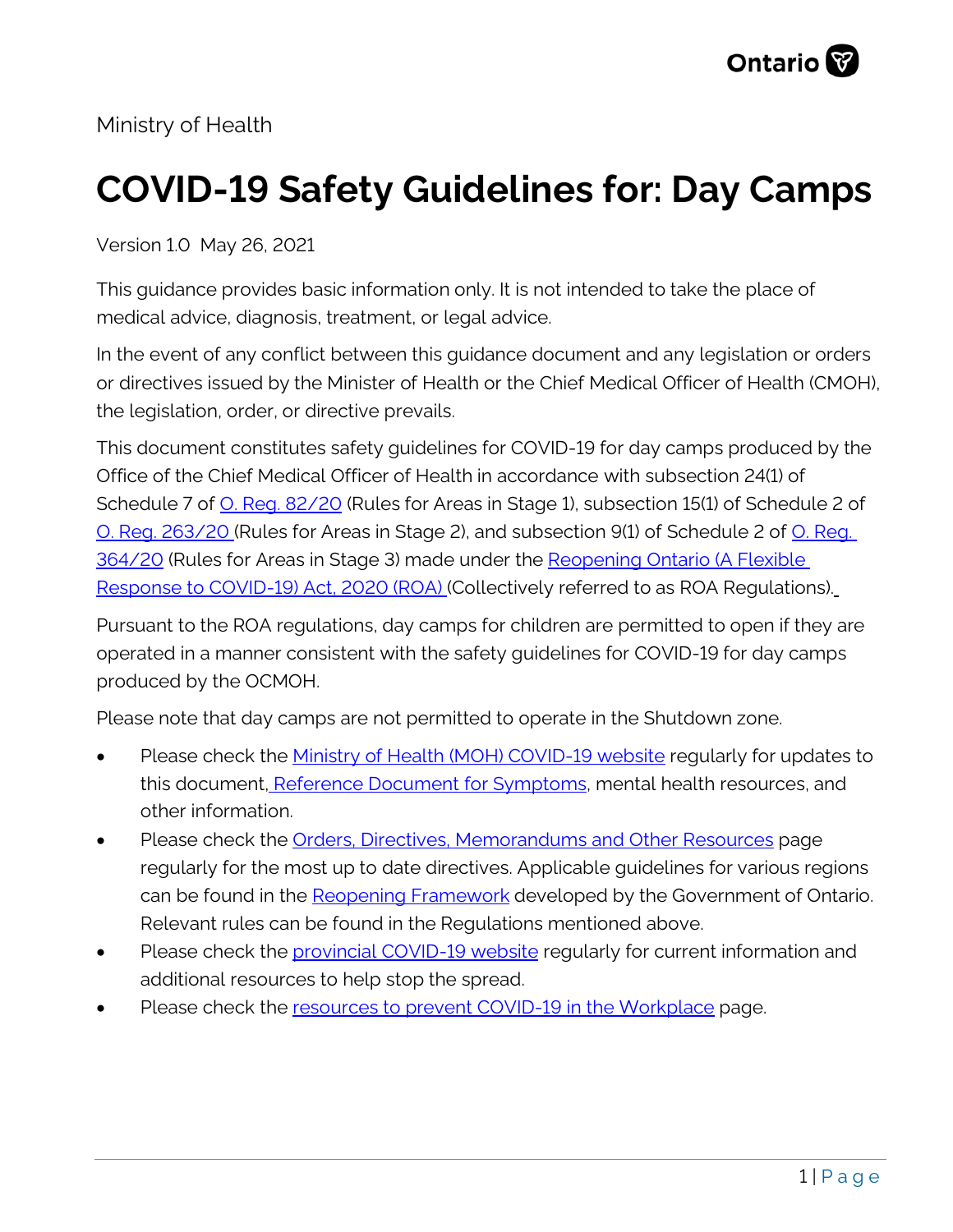Ministry of Health

# COVID-19 Safety Guidelines for: Day Camps

Version 1.0 May 26, 2021

This guidance provides basic information only. It is not intended to take the place of medical advice, diagnosis, treatment, or legal advice.

In the event of any conflict between this guidance document and any legislation or orders or directives issued by the Minister of Health or the Chief Medical Officer of Health (CMOH), the legislation, order, or directive prevails.

This document constitutes safety guidelines for COVID-19 for day camps produced by the Office of the Chief Medical Officer of Health in accordance with subsection 24(1) of Schedule 7 of O. Reg. 82/20 (Rules for Areas in Stage 1), subsection 15(1) of Schedule 2 of O. Reg. 263/20 (Rules for Areas in Stage 2), and subsection 9(1) of Schedule 2 of O. Reg. 364/20 (Rules for Areas in Stage 3) made under the Reopening Ontario (A Flexible Response to COVID-19) Act, 2020 (ROA) (Collectively referred to as ROA Regulations).

Pursuant to the ROA regulations, day camps for children are permitted to open if they are operated in a manner consistent with the safety guidelines for COVID-19 for day camps produced by the OCMOH.

Please note that day camps are not permitted to operate in the Shutdown zone.

- Please check the Ministry of Health (MOH) COVID-19 website regularly for updates to this document, Reference Document for Symptoms, mental health resources, and other information.
- Please check the Orders, Directives, Memorandums and Other Resources page regularly for the most up to date directives. Applicable guidelines for various regions can be found in the Reopening Framework developed by the Government of Ontario. Relevant rules can be found in the Regulations mentioned above.
- Please check the provincial COVID-19 website regularly for current information and additional resources to help stop the spread.
- Please check the resources to prevent COVID-19 in the Workplace page.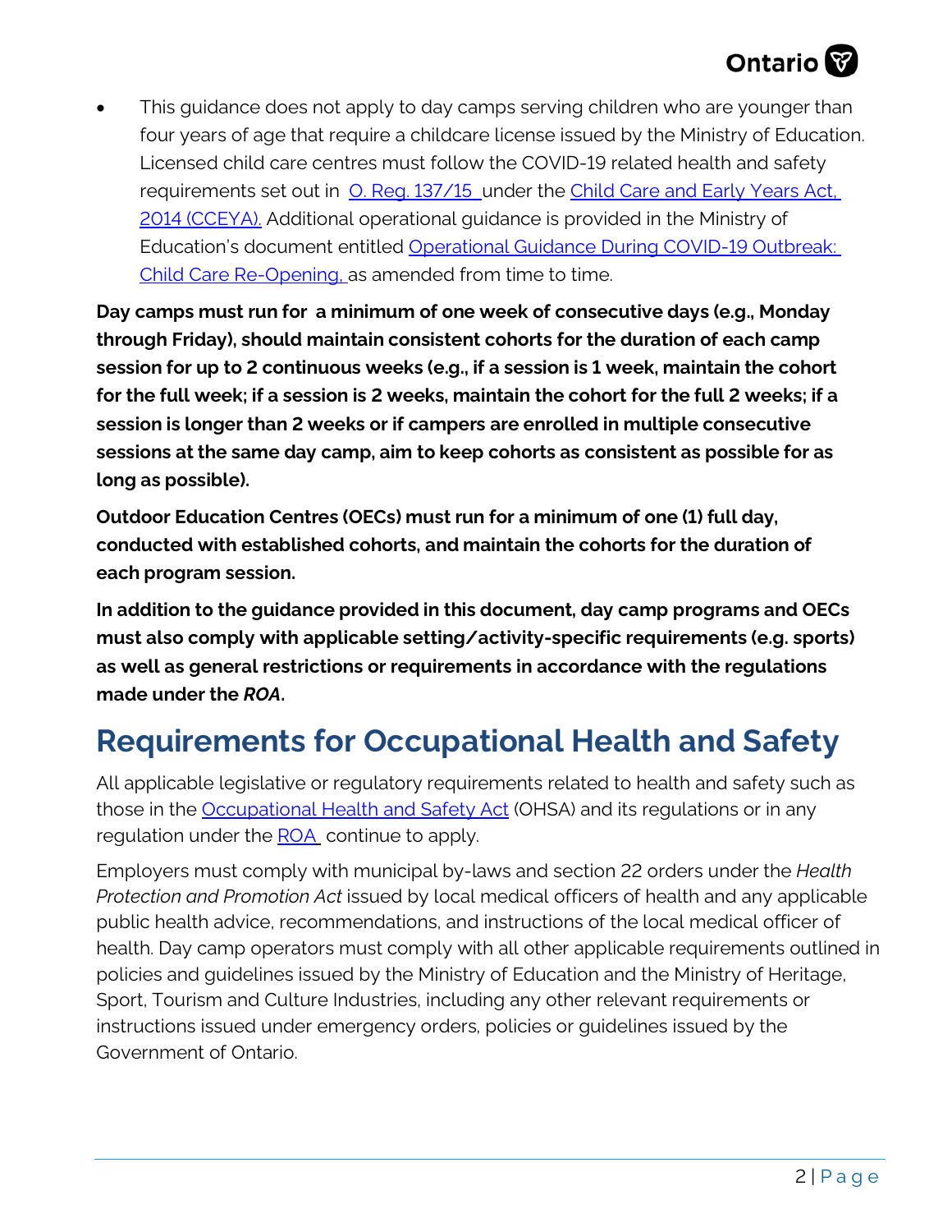- This guidance does not apply to day camps serving children who are younger than four years of age that require a childcare license issued by the Ministry of Education. Licensed child care centres must follow the COVID-19 related health and safety requirements set out in [O. Reg. 137/15](#) under the [Child Care and Early Years Act, 2014 (CCEYA).](#) Additional operational guidance is provided in the Ministry of Education's document entitled [Operational Guidance During COVID-19 Outbreak: Child Care Re-Opening,](#) as amended from time to time.

**Day camps must run for a minimum of one week of consecutive days (e.g., Monday through Friday), should maintain consistent cohorts for the duration of each camp session for up to 2 continuous weeks (e.g., if a session is 1 week, maintain the cohort for the full week; if a session is 2 weeks, maintain the cohort for the full 2 weeks; if a session is longer than 2 weeks or if campers are enrolled in multiple consecutive sessions at the same day camp, aim to keep cohorts as consistent as possible for as long as possible).**

**Outdoor Education Centres (OECs) must run for a minimum of one (1) full day, conducted with established cohorts, and maintain the cohorts for the duration of each program session.**

**In addition to the guidance provided in this document, day camp programs and OECs must also comply with applicable setting/activity-specific requirements (e.g. sports) as well as general restrictions or requirements in accordance with the regulations made under the *ROA*.**

## Requirements for Occupational Health and Safety

All applicable legislative or regulatory requirements related to health and safety such as those in the [Occupational Health and Safety Act](#) (OHSA) and its regulations or in any regulation under the [ROA](#) continue to apply.

Employers must comply with municipal by-laws and section 22 orders under the *Health Protection and Promotion Act* issued by local medical officers of health and any applicable public health advice, recommendations, and instructions of the local medical officer of health. Day camp operators must comply with all other applicable requirements outlined in policies and guidelines issued by the Ministry of Education and the Ministry of Heritage, Sport, Tourism and Culture Industries, including any other relevant requirements or instructions issued under emergency orders, policies or guidelines issued by the Government of Ontario.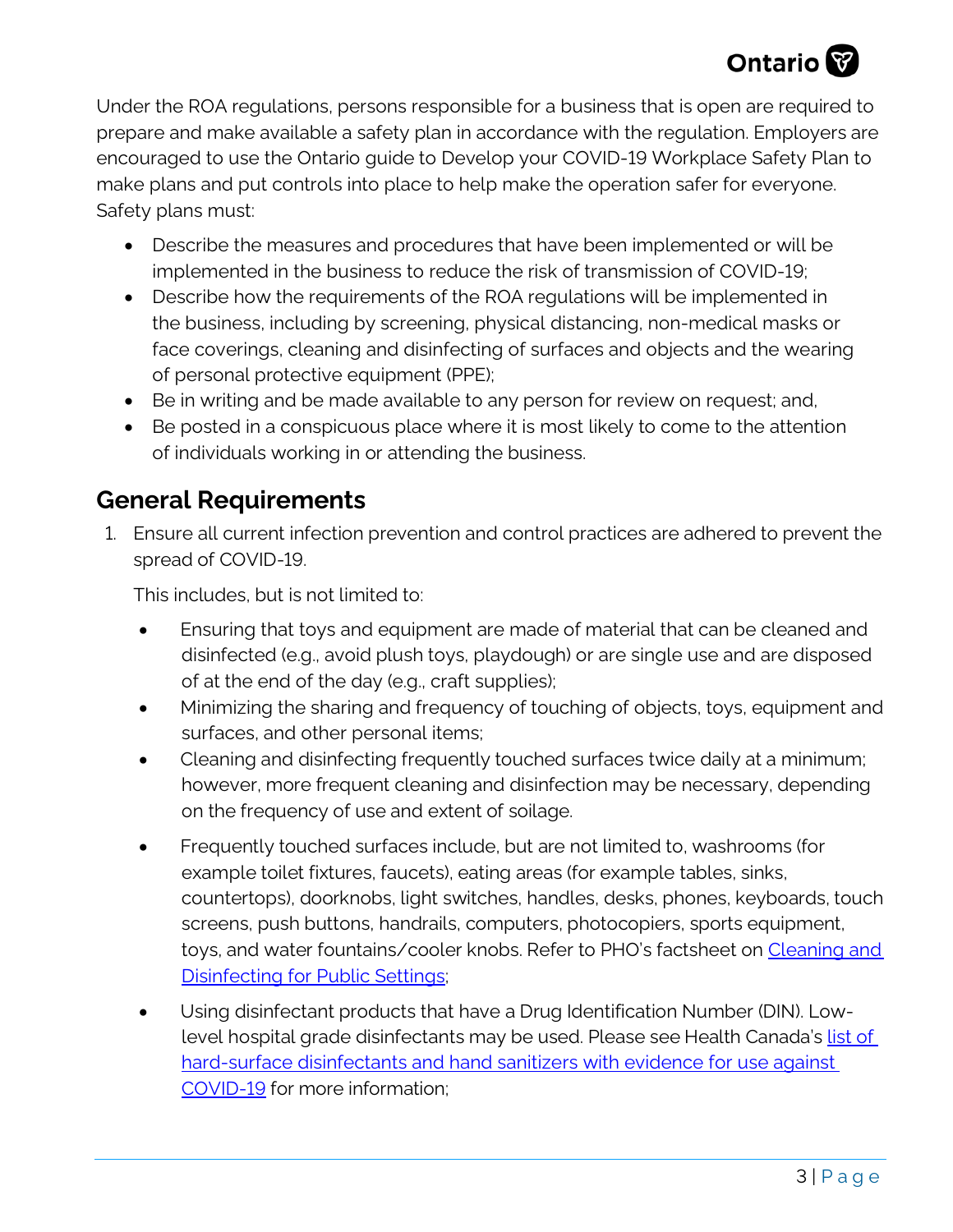Under the ROA regulations, persons responsible for a business that is open are required to prepare and make available a safety plan in accordance with the regulation. Employers are encouraged to use the Ontario guide to Develop your COVID-19 Workplace Safety Plan to make plans and put controls into place to help make the operation safer for everyone. Safety plans must:

- Describe the measures and procedures that have been implemented or will be implemented in the business to reduce the risk of transmission of COVID-19;
- Describe how the requirements of the ROA regulations will be implemented in the business, including by screening, physical distancing, non-medical masks or face coverings, cleaning and disinfecting of surfaces and objects and the wearing of personal protective equipment (PPE);
- Be in writing and be made available to any person for review on request; and,
- Be posted in a conspicuous place where it is most likely to come to the attention of individuals working in or attending the business.

## General Requirements

1. Ensure all current infection prevention and control practices are adhered to prevent the spread of COVID-19.

   This includes, but is not limited to:

   - Ensuring that toys and equipment are made of material that can be cleaned and disinfected (e.g., avoid plush toys, playdough) or are single use and are disposed of at the end of the day (e.g., craft supplies);
   - Minimizing the sharing and frequency of touching of objects, toys, equipment and surfaces, and other personal items;
   - Cleaning and disinfecting frequently touched surfaces twice daily at a minimum; however, more frequent cleaning and disinfection may be necessary, depending on the frequency of use and extent of soilage.
   - Frequently touched surfaces include, but are not limited to, washrooms (for example toilet fixtures, faucets), eating areas (for example tables, sinks, countertops), doorknobs, light switches, handles, desks, phones, keyboards, touch screens, push buttons, handrails, computers, photocopiers, sports equipment, toys, and water fountains/cooler knobs. Refer to PHO's factsheet on Cleaning and Disinfecting for Public Settings;
   - Using disinfectant products that have a Drug Identification Number (DIN). Low-level hospital grade disinfectants may be used. Please see Health Canada's list of hard-surface disinfectants and hand sanitizers with evidence for use against COVID-19 for more information;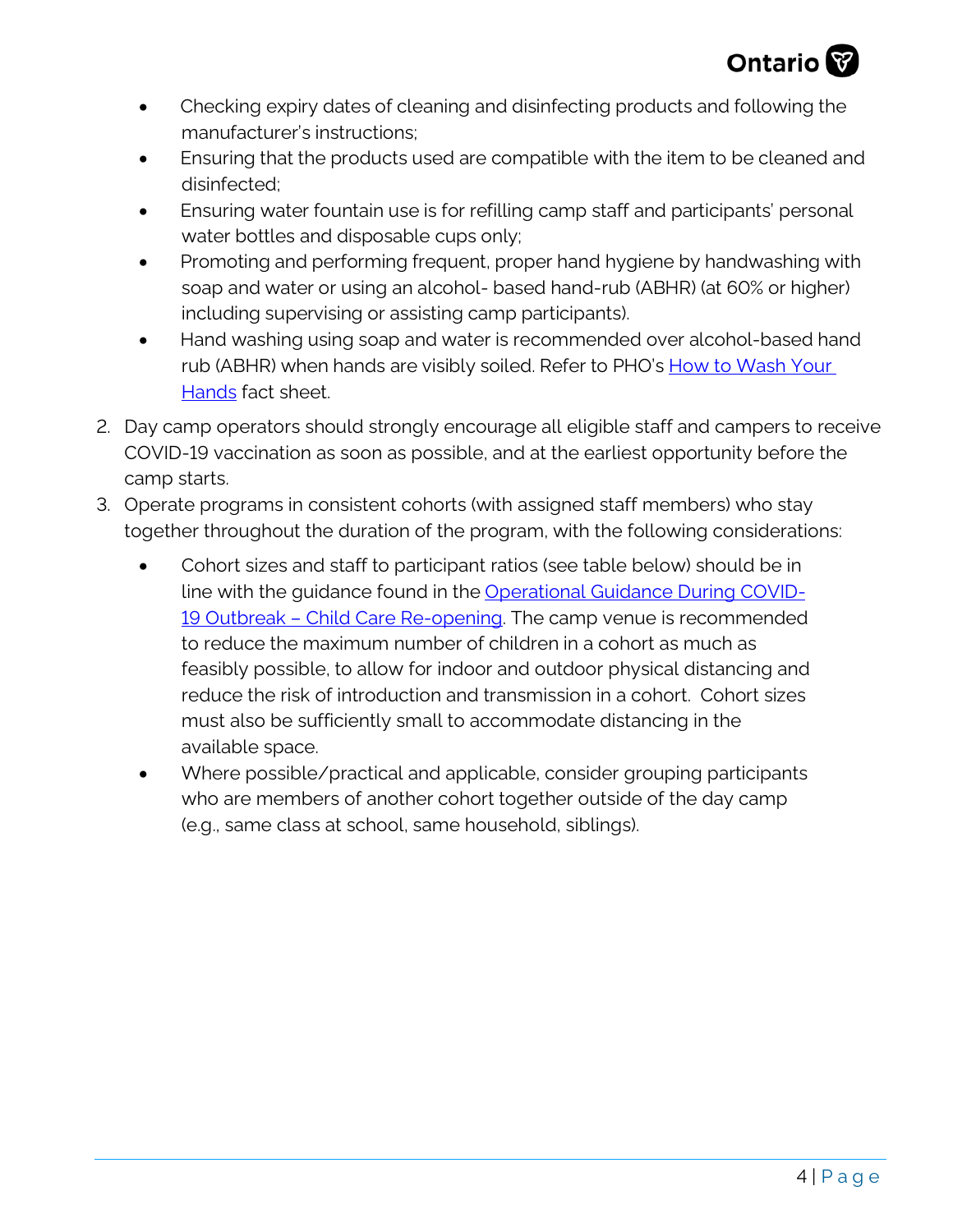- Checking expiry dates of cleaning and disinfecting products and following the manufacturer's instructions;
- Ensuring that the products used are compatible with the item to be cleaned and disinfected;
- Ensuring water fountain use is for refilling camp staff and participants' personal water bottles and disposable cups only;
- Promoting and performing frequent, proper hand hygiene by handwashing with soap and water or using an alcohol- based hand-rub (ABHR) (at 60% or higher) including supervising or assisting camp participants).
- Hand washing using soap and water is recommended over alcohol-based hand rub (ABHR) when hands are visibly soiled. Refer to PHO's [How to Wash Your Hands](#) fact sheet.

2. Day camp operators should strongly encourage all eligible staff and campers to receive COVID-19 vaccination as soon as possible, and at the earliest opportunity before the camp starts.
3. Operate programs in consistent cohorts (with assigned staff members) who stay together throughout the duration of the program, with the following considerations:
   - Cohort sizes and staff to participant ratios (see table below) should be in line with the guidance found in the [Operational Guidance During COVID-19 Outbreak – Child Care Re-opening](#). The camp venue is recommended to reduce the maximum number of children in a cohort as much as feasibly possible, to allow for indoor and outdoor physical distancing and reduce the risk of introduction and transmission in a cohort. Cohort sizes must also be sufficiently small to accommodate distancing in the available space.
   - Where possible/practical and applicable, consider grouping participants who are members of another cohort together outside of the day camp (e.g., same class at school, same household, siblings).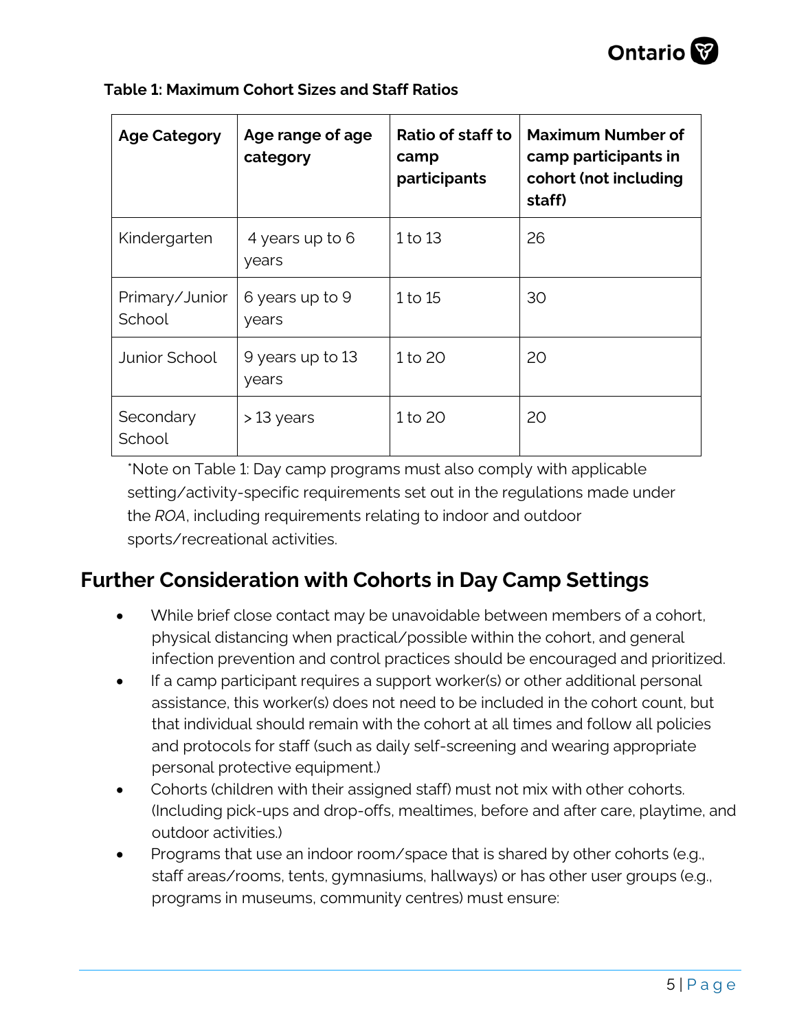**Table 1: Maximum Cohort Sizes and Staff Ratios**

| Age Category | Age range of age category | Ratio of staff to camp participants | Maximum Number of camp participants in cohort (not including staff) |
|---|---|---|---|
| Kindergarten | 4 years up to 6 years | 1 to 13 | 26 |
| Primary/Junior School | 6 years up to 9 years | 1 to 15 | 30 |
| Junior School | 9 years up to 13 years | 1 to 20 | 20 |
| Secondary School | > 13 years | 1 to 20 | 20 |

*Note on Table 1: Day camp programs must also comply with applicable setting/activity-specific requirements set out in the regulations made under the *ROA*, including requirements relating to indoor and outdoor sports/recreational activities.

## Further Consideration with Cohorts in Day Camp Settings

- While brief close contact may be unavoidable between members of a cohort, physical distancing when practical/possible within the cohort, and general infection prevention and control practices should be encouraged and prioritized.
- If a camp participant requires a support worker(s) or other additional personal assistance, this worker(s) does not need to be included in the cohort count, but that individual should remain with the cohort at all times and follow all policies and protocols for staff (such as daily self-screening and wearing appropriate personal protective equipment.)
- Cohorts (children with their assigned staff) must not mix with other cohorts. (Including pick-ups and drop-offs, mealtimes, before and after care, playtime, and outdoor activities.)
- Programs that use an indoor room/space that is shared by other cohorts (e.g., staff areas/rooms, tents, gymnasiums, hallways) or has other user groups (e.g., programs in museums, community centres) must ensure: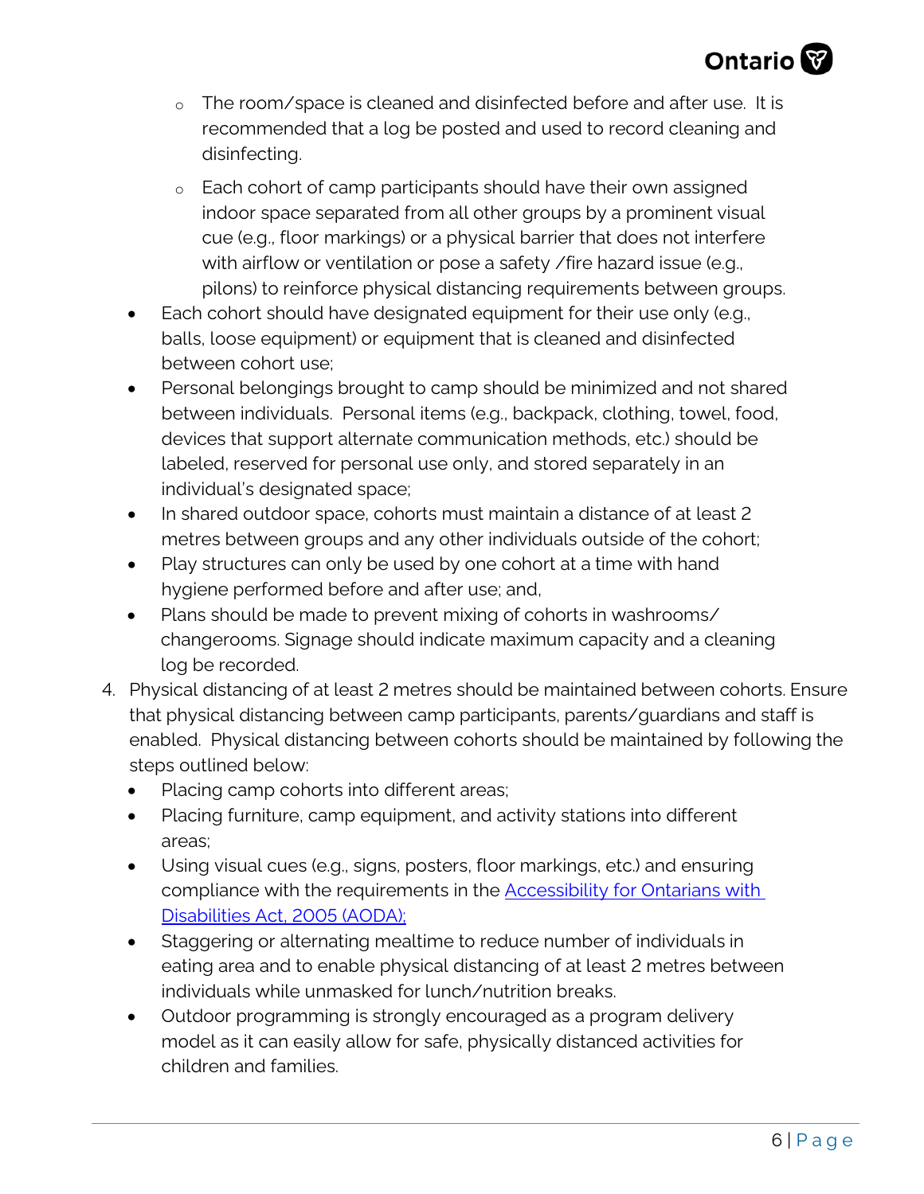- The room/space is cleaned and disinfected before and after use. It is recommended that a log be posted and used to record cleaning and disinfecting.
  - Each cohort of camp participants should have their own assigned indoor space separated from all other groups by a prominent visual cue (e.g., floor markings) or a physical barrier that does not interfere with airflow or ventilation or pose a safety /fire hazard issue (e.g., pilons) to reinforce physical distancing requirements between groups.
- Each cohort should have designated equipment for their use only (e.g., balls, loose equipment) or equipment that is cleaned and disinfected between cohort use;
- Personal belongings brought to camp should be minimized and not shared between individuals. Personal items (e.g., backpack, clothing, towel, food, devices that support alternate communication methods, etc.) should be labeled, reserved for personal use only, and stored separately in an individual's designated space;
- In shared outdoor space, cohorts must maintain a distance of at least 2 metres between groups and any other individuals outside of the cohort;
- Play structures can only be used by one cohort at a time with hand hygiene performed before and after use; and,
- Plans should be made to prevent mixing of cohorts in washrooms/ changerooms. Signage should indicate maximum capacity and a cleaning log be recorded.

4. Physical distancing of at least 2 metres should be maintained between cohorts. Ensure that physical distancing between camp participants, parents/guardians and staff is enabled. Physical distancing between cohorts should be maintained by following the steps outlined below:
   - Placing camp cohorts into different areas;
   - Placing furniture, camp equipment, and activity stations into different areas;
   - Using visual cues (e.g., signs, posters, floor markings, etc.) and ensuring compliance with the requirements in the [Accessibility for Ontarians with Disabilities Act, 2005 (AODA);]()
   - Staggering or alternating mealtime to reduce number of individuals in eating area and to enable physical distancing of at least 2 metres between individuals while unmasked for lunch/nutrition breaks.
   - Outdoor programming is strongly encouraged as a program delivery model as it can easily allow for safe, physically distanced activities for children and families.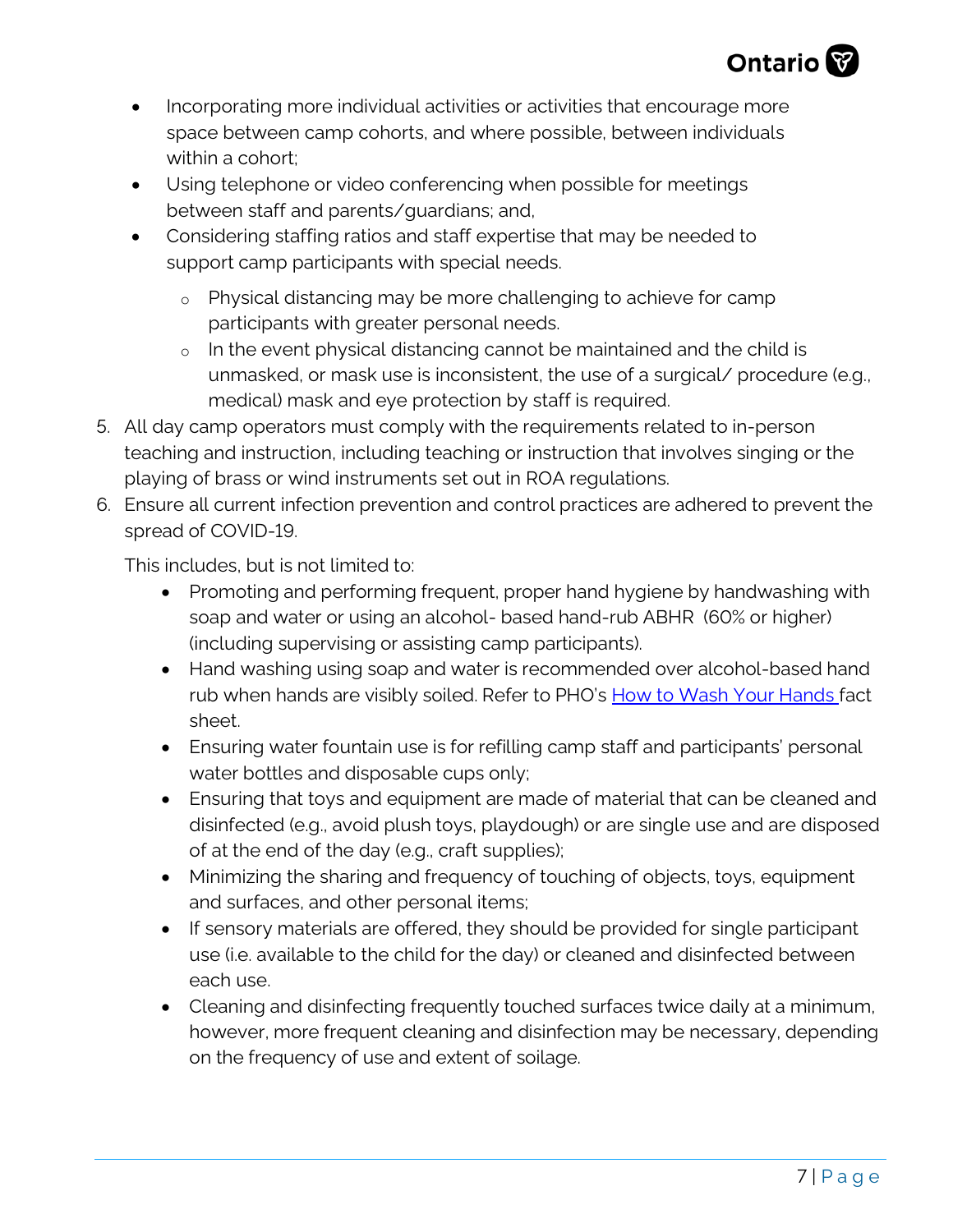- Incorporating more individual activities or activities that encourage more space between camp cohorts, and where possible, between individuals within a cohort;
- Using telephone or video conferencing when possible for meetings between staff and parents/guardians; and,
- Considering staffing ratios and staff expertise that may be needed to support camp participants with special needs.
  - Physical distancing may be more challenging to achieve for camp participants with greater personal needs.
  - In the event physical distancing cannot be maintained and the child is unmasked, or mask use is inconsistent, the use of a surgical/ procedure (e.g., medical) mask and eye protection by staff is required.

5. All day camp operators must comply with the requirements related to in-person teaching and instruction, including teaching or instruction that involves singing or the playing of brass or wind instruments set out in ROA regulations.
6. Ensure all current infection prevention and control practices are adhered to prevent the spread of COVID-19.

   This includes, but is not limited to:

   - Promoting and performing frequent, proper hand hygiene by handwashing with soap and water or using an alcohol- based hand-rub ABHR (60% or higher) (including supervising or assisting camp participants).
   - Hand washing using soap and water is recommended over alcohol-based hand rub when hands are visibly soiled. Refer to PHO's [How to Wash Your Hands ]fact sheet.
   - Ensuring water fountain use is for refilling camp staff and participants' personal water bottles and disposable cups only;
   - Ensuring that toys and equipment are made of material that can be cleaned and disinfected (e.g., avoid plush toys, playdough) or are single use and are disposed of at the end of the day (e.g., craft supplies);
   - Minimizing the sharing and frequency of touching of objects, toys, equipment and surfaces, and other personal items;
   - If sensory materials are offered, they should be provided for single participant use (i.e. available to the child for the day) or cleaned and disinfected between each use.
   - Cleaning and disinfecting frequently touched surfaces twice daily at a minimum, however, more frequent cleaning and disinfection may be necessary, depending on the frequency of use and extent of soilage.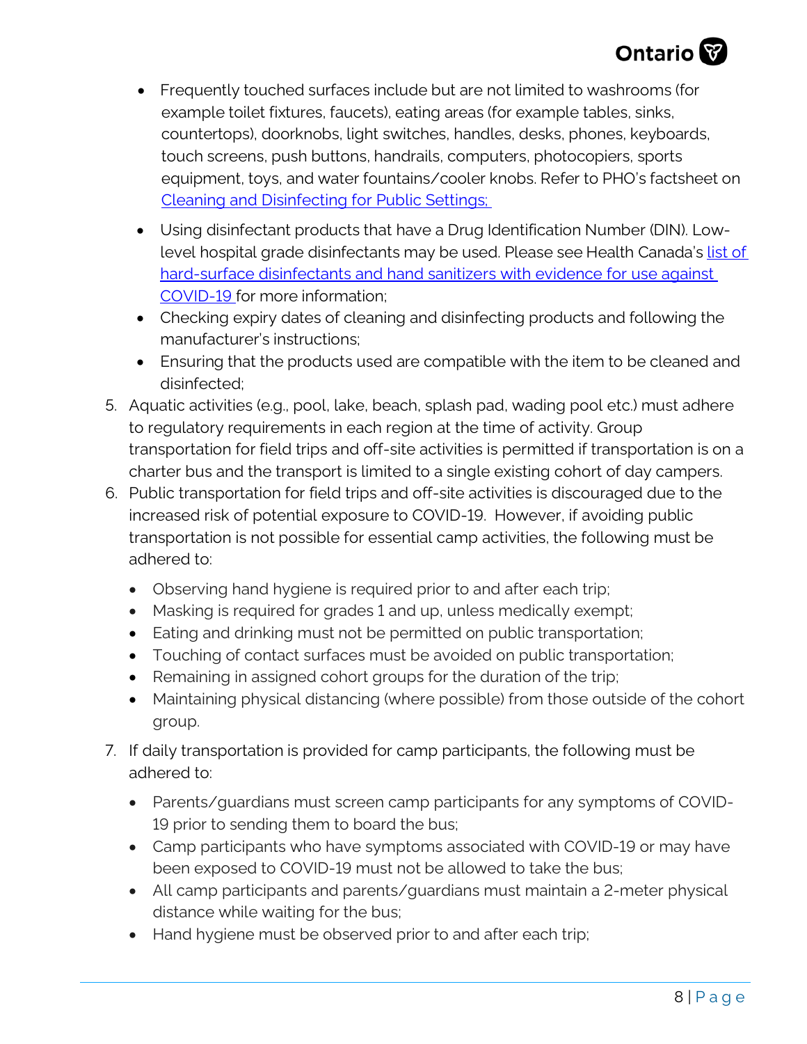- Frequently touched surfaces include but are not limited to washrooms (for example toilet fixtures, faucets), eating areas (for example tables, sinks, countertops), doorknobs, light switches, handles, desks, phones, keyboards, touch screens, push buttons, handrails, computers, photocopiers, sports equipment, toys, and water fountains/cooler knobs. Refer to PHO's factsheet on Cleaning and Disinfecting for Public Settings;
- Using disinfectant products that have a Drug Identification Number (DIN). Low-level hospital grade disinfectants may be used. Please see Health Canada's list of hard-surface disinfectants and hand sanitizers with evidence for use against COVID-19 for more information;
- Checking expiry dates of cleaning and disinfecting products and following the manufacturer's instructions;
- Ensuring that the products used are compatible with the item to be cleaned and disinfected;

5. Aquatic activities (e.g., pool, lake, beach, splash pad, wading pool etc.) must adhere to regulatory requirements in each region at the time of activity. Group transportation for field trips and off-site activities is permitted if transportation is on a charter bus and the transport is limited to a single existing cohort of day campers.
6. Public transportation for field trips and off-site activities is discouraged due to the increased risk of potential exposure to COVID-19. However, if avoiding public transportation is not possible for essential camp activities, the following must be adhered to:
   - Observing hand hygiene is required prior to and after each trip;
   - Masking is required for grades 1 and up, unless medically exempt;
   - Eating and drinking must not be permitted on public transportation;
   - Touching of contact surfaces must be avoided on public transportation;
   - Remaining in assigned cohort groups for the duration of the trip;
   - Maintaining physical distancing (where possible) from those outside of the cohort group.
7. If daily transportation is provided for camp participants, the following must be adhered to:
   - Parents/guardians must screen camp participants for any symptoms of COVID-19 prior to sending them to board the bus;
   - Camp participants who have symptoms associated with COVID-19 or may have been exposed to COVID-19 must not be allowed to take the bus;
   - All camp participants and parents/guardians must maintain a 2-meter physical distance while waiting for the bus;
   - Hand hygiene must be observed prior to and after each trip;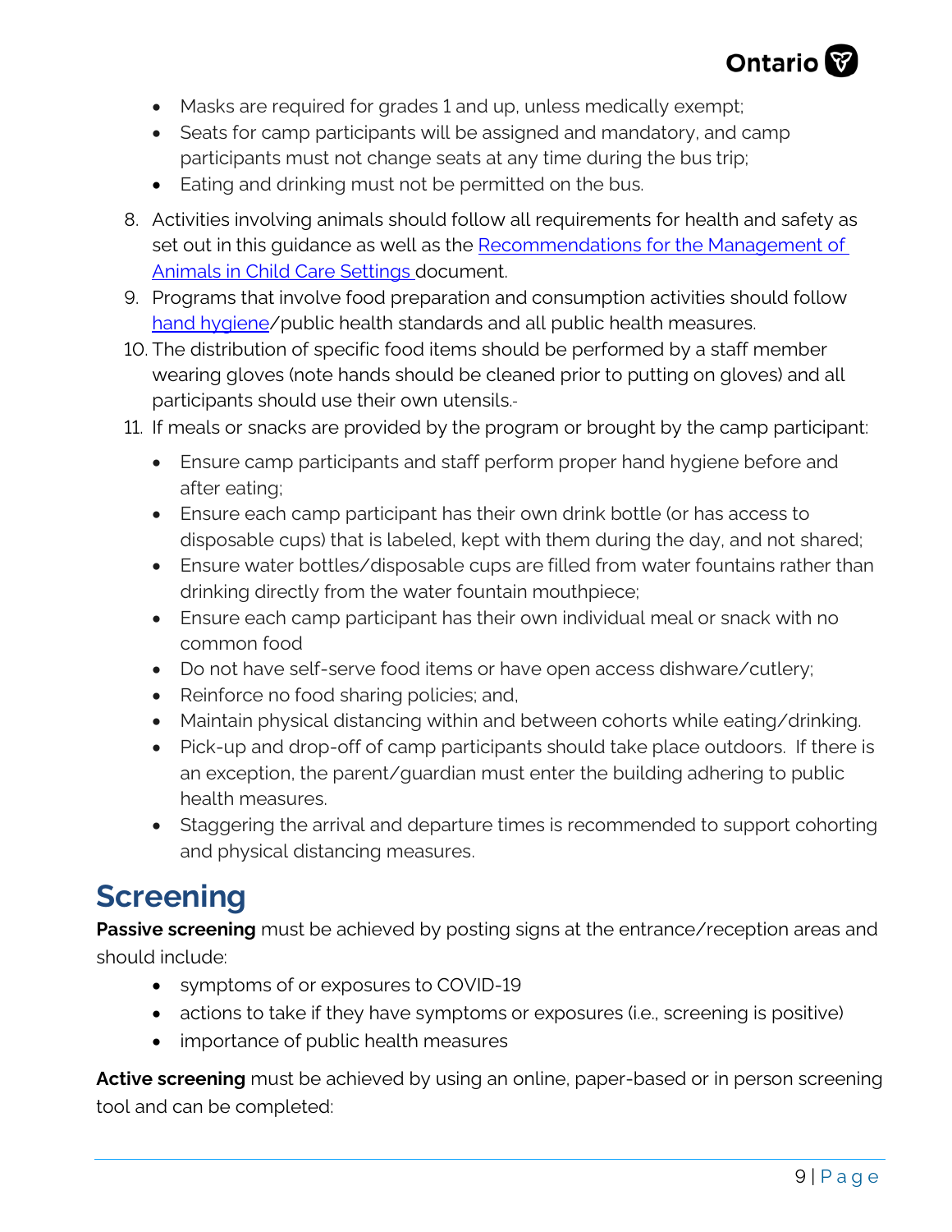- Masks are required for grades 1 and up, unless medically exempt;
- Seats for camp participants will be assigned and mandatory, and camp participants must not change seats at any time during the bus trip;
- Eating and drinking must not be permitted on the bus.

8. Activities involving animals should follow all requirements for health and safety as set out in this guidance as well as the [Recommendations for the Management of Animals in Child Care Settings](#) document.
9. Programs that involve food preparation and consumption activities should follow [hand hygiene](#)/public health standards and all public health measures.
10. The distribution of specific food items should be performed by a staff member wearing gloves (note hands should be cleaned prior to putting on gloves) and all participants should use their own utensils.-
11. If meals or snacks are provided by the program or brought by the camp participant:
    - Ensure camp participants and staff perform proper hand hygiene before and after eating;
    - Ensure each camp participant has their own drink bottle (or has access to disposable cups) that is labeled, kept with them during the day, and not shared;
    - Ensure water bottles/disposable cups are filled from water fountains rather than drinking directly from the water fountain mouthpiece;
    - Ensure each camp participant has their own individual meal or snack with no common food
    - Do not have self-serve food items or have open access dishware/cutlery;
    - Reinforce no food sharing policies; and,
    - Maintain physical distancing within and between cohorts while eating/drinking.
    - Pick-up and drop-off of camp participants should take place outdoors. If there is an exception, the parent/guardian must enter the building adhering to public health measures.
    - Staggering the arrival and departure times is recommended to support cohorting and physical distancing measures.

# Screening

**Passive screening** must be achieved by posting signs at the entrance/reception areas and should include:

- symptoms of or exposures to COVID-19
- actions to take if they have symptoms or exposures (i.e., screening is positive)
- importance of public health measures

**Active screening** must be achieved by using an online, paper-based or in person screening tool and can be completed: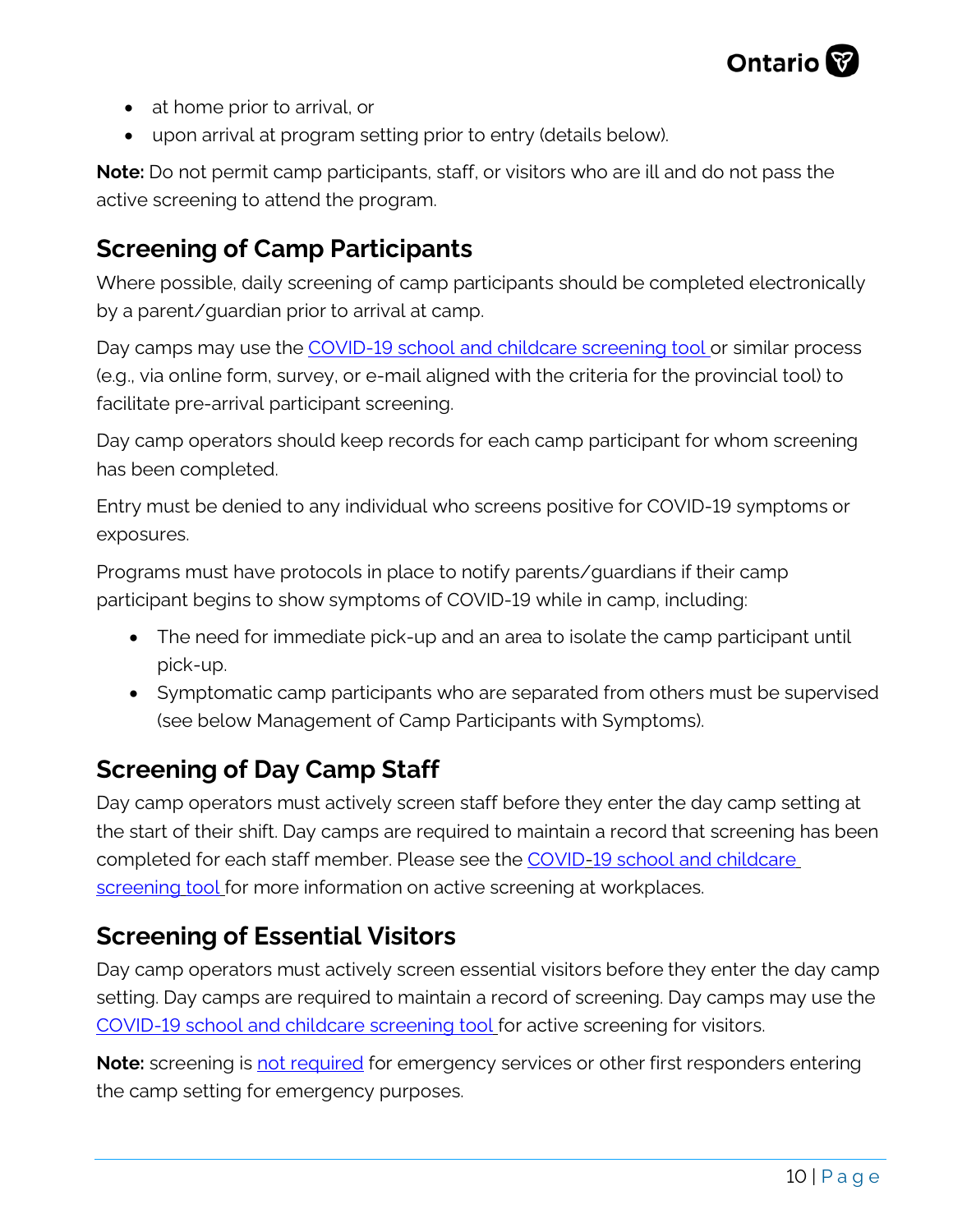- at home prior to arrival, or
- upon arrival at program setting prior to entry (details below).

**Note:** Do not permit camp participants, staff, or visitors who are ill and do not pass the active screening to attend the program.

## Screening of Camp Participants

Where possible, daily screening of camp participants should be completed electronically by a parent/guardian prior to arrival at camp.

Day camps may use the [COVID-19 school and childcare screening tool](#) or similar process (e.g., via online form, survey, or e-mail aligned with the criteria for the provincial tool) to facilitate pre-arrival participant screening.

Day camp operators should keep records for each camp participant for whom screening has been completed.

Entry must be denied to any individual who screens positive for COVID-19 symptoms or exposures.

Programs must have protocols in place to notify parents/guardians if their camp participant begins to show symptoms of COVID-19 while in camp, including:

- The need for immediate pick-up and an area to isolate the camp participant until pick-up.
- Symptomatic camp participants who are separated from others must be supervised (see below Management of Camp Participants with Symptoms).

## Screening of Day Camp Staff

Day camp operators must actively screen staff before they enter the day camp setting at the start of their shift. Day camps are required to maintain a record that screening has been completed for each staff member. Please see the [COVID-19 school and childcare screening tool](#) for more information on active screening at workplaces.

## Screening of Essential Visitors

Day camp operators must actively screen essential visitors before they enter the day camp setting. Day camps are required to maintain a record of screening. Day camps may use the [COVID-19 school and childcare screening tool](#) for active screening for visitors.

**Note:** screening is [not required](#) for emergency services or other first responders entering the camp setting for emergency purposes.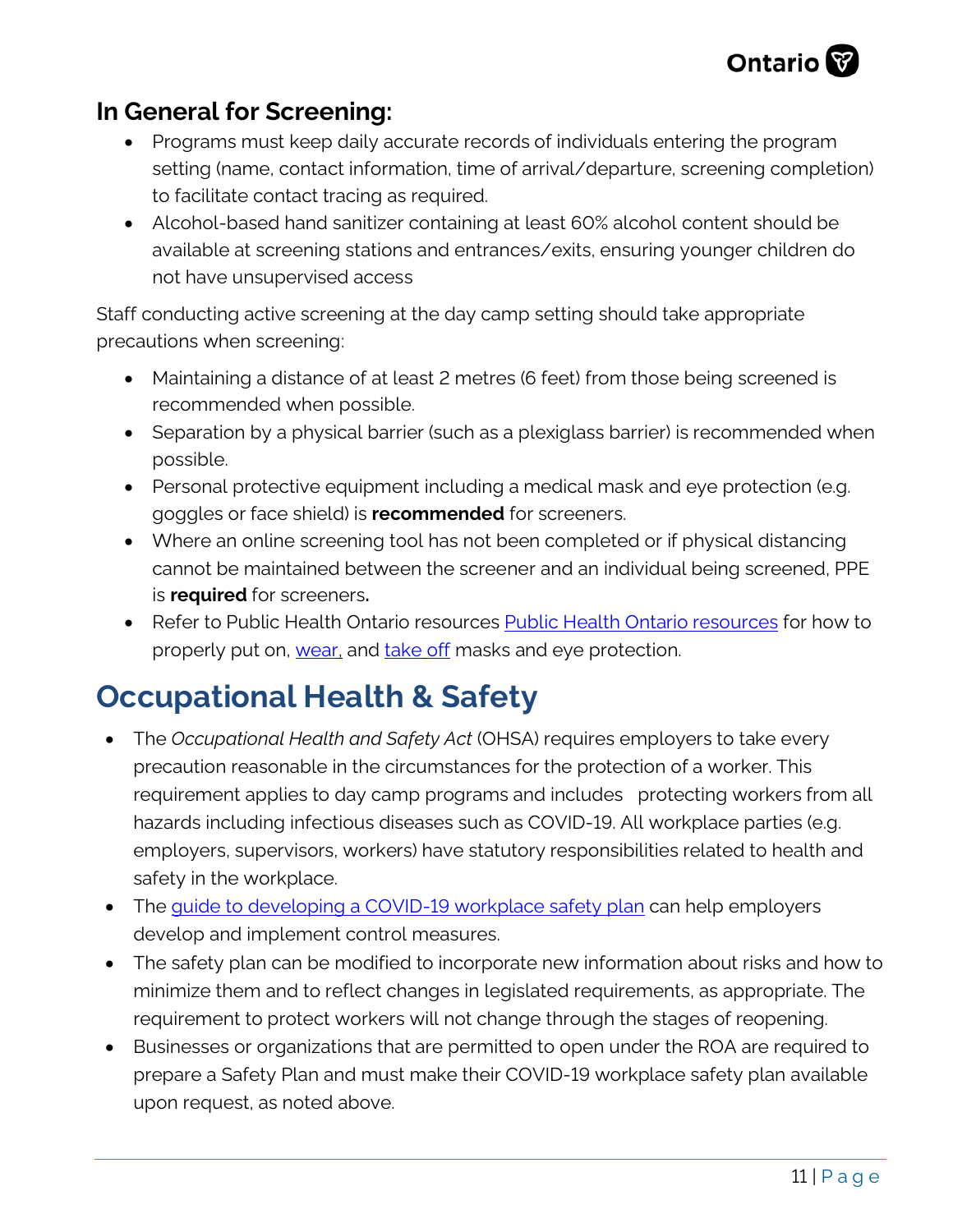### In General for Screening:

- Programs must keep daily accurate records of individuals entering the program setting (name, contact information, time of arrival/departure, screening completion) to facilitate contact tracing as required.
- Alcohol-based hand sanitizer containing at least 60% alcohol content should be available at screening stations and entrances/exits, ensuring younger children do not have unsupervised access

Staff conducting active screening at the day camp setting should take appropriate precautions when screening:

- Maintaining a distance of at least 2 metres (6 feet) from those being screened is recommended when possible.
- Separation by a physical barrier (such as a plexiglass barrier) is recommended when possible.
- Personal protective equipment including a medical mask and eye protection (e.g. goggles or face shield) is **recommended** for screeners.
- Where an online screening tool has not been completed or if physical distancing cannot be maintained between the screener and an individual being screened, PPE is **required** for screeners**.**
- Refer to Public Health Ontario resources Public Health Ontario resources for how to properly put on, wear, and take off masks and eye protection.

## Occupational Health & Safety

- The *Occupational Health and Safety Act* (OHSA) requires employers to take every precaution reasonable in the circumstances for the protection of a worker. This requirement applies to day camp programs and includes protecting workers from all hazards including infectious diseases such as COVID-19. All workplace parties (e.g. employers, supervisors, workers) have statutory responsibilities related to health and safety in the workplace.
- The guide to developing a COVID-19 workplace safety plan can help employers develop and implement control measures.
- The safety plan can be modified to incorporate new information about risks and how to minimize them and to reflect changes in legislated requirements, as appropriate. The requirement to protect workers will not change through the stages of reopening.
- Businesses or organizations that are permitted to open under the ROA are required to prepare a Safety Plan and must make their COVID-19 workplace safety plan available upon request, as noted above.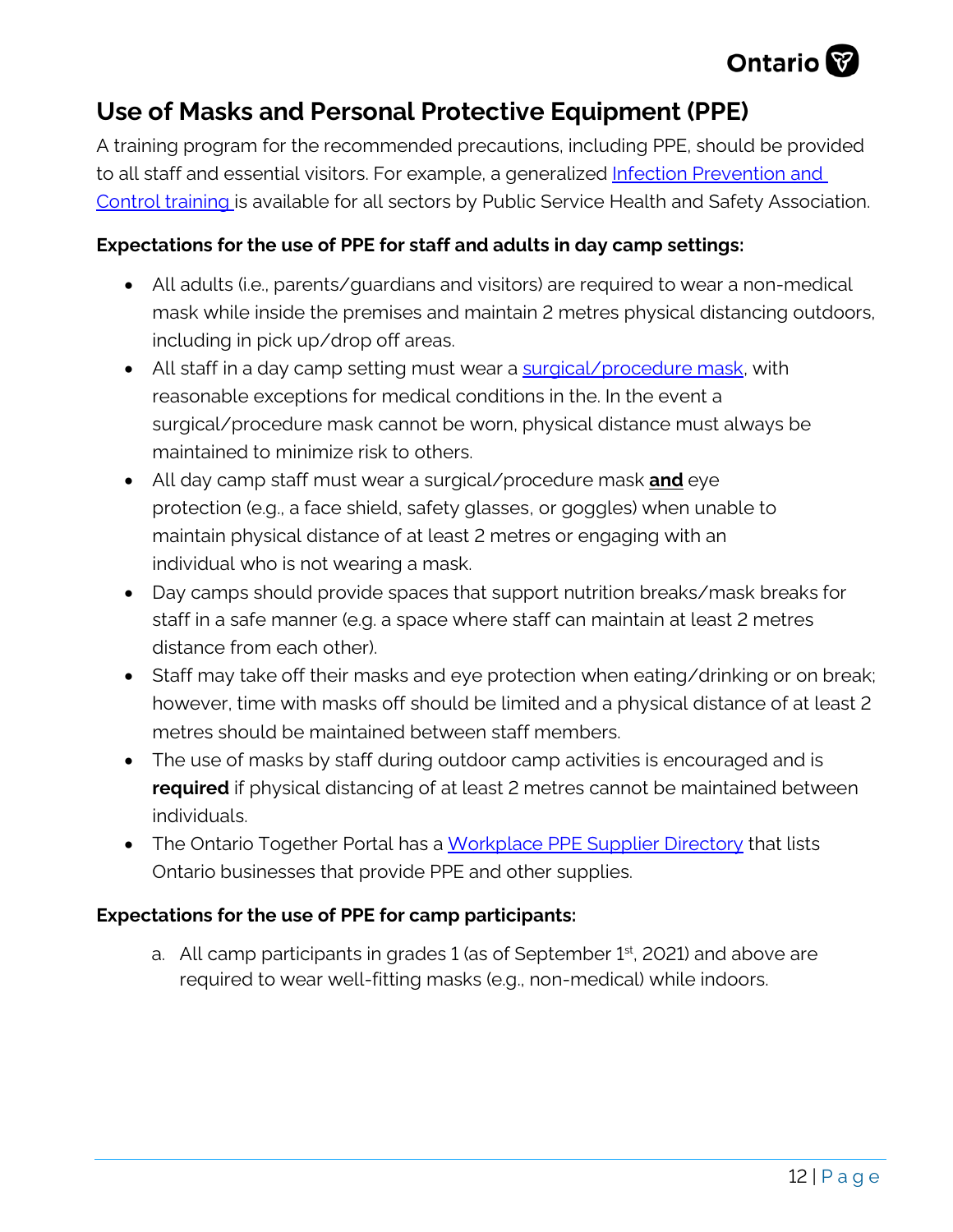## Use of Masks and Personal Protective Equipment (PPE)

A training program for the recommended precautions, including PPE, should be provided to all staff and essential visitors. For example, a generalized [Infection Prevention and Control training](#) is available for all sectors by Public Service Health and Safety Association.

**Expectations for the use of PPE for staff and adults in day camp settings:**

- All adults (i.e., parents/guardians and visitors) are required to wear a non-medical mask while inside the premises and maintain 2 metres physical distancing outdoors, including in pick up/drop off areas.
- All staff in a day camp setting must wear a [surgical/procedure mask](#), with reasonable exceptions for medical conditions in the. In the event a surgical/procedure mask cannot be worn, physical distance must always be maintained to minimize risk to others.
- All day camp staff must wear a surgical/procedure mask **and** eye protection (e.g., a face shield, safety glasses, or goggles) when unable to maintain physical distance of at least 2 metres or engaging with an individual who is not wearing a mask.
- Day camps should provide spaces that support nutrition breaks/mask breaks for staff in a safe manner (e.g. a space where staff can maintain at least 2 metres distance from each other).
- Staff may take off their masks and eye protection when eating/drinking or on break; however, time with masks off should be limited and a physical distance of at least 2 metres should be maintained between staff members.
- The use of masks by staff during outdoor camp activities is encouraged and is **required** if physical distancing of at least 2 metres cannot be maintained between individuals.
- The Ontario Together Portal has a [Workplace PPE Supplier Directory](#) that lists Ontario businesses that provide PPE and other supplies.

**Expectations for the use of PPE for camp participants:**

a. All camp participants in grades 1 (as of September 1st, 2021) and above are required to wear well-fitting masks (e.g., non-medical) while indoors.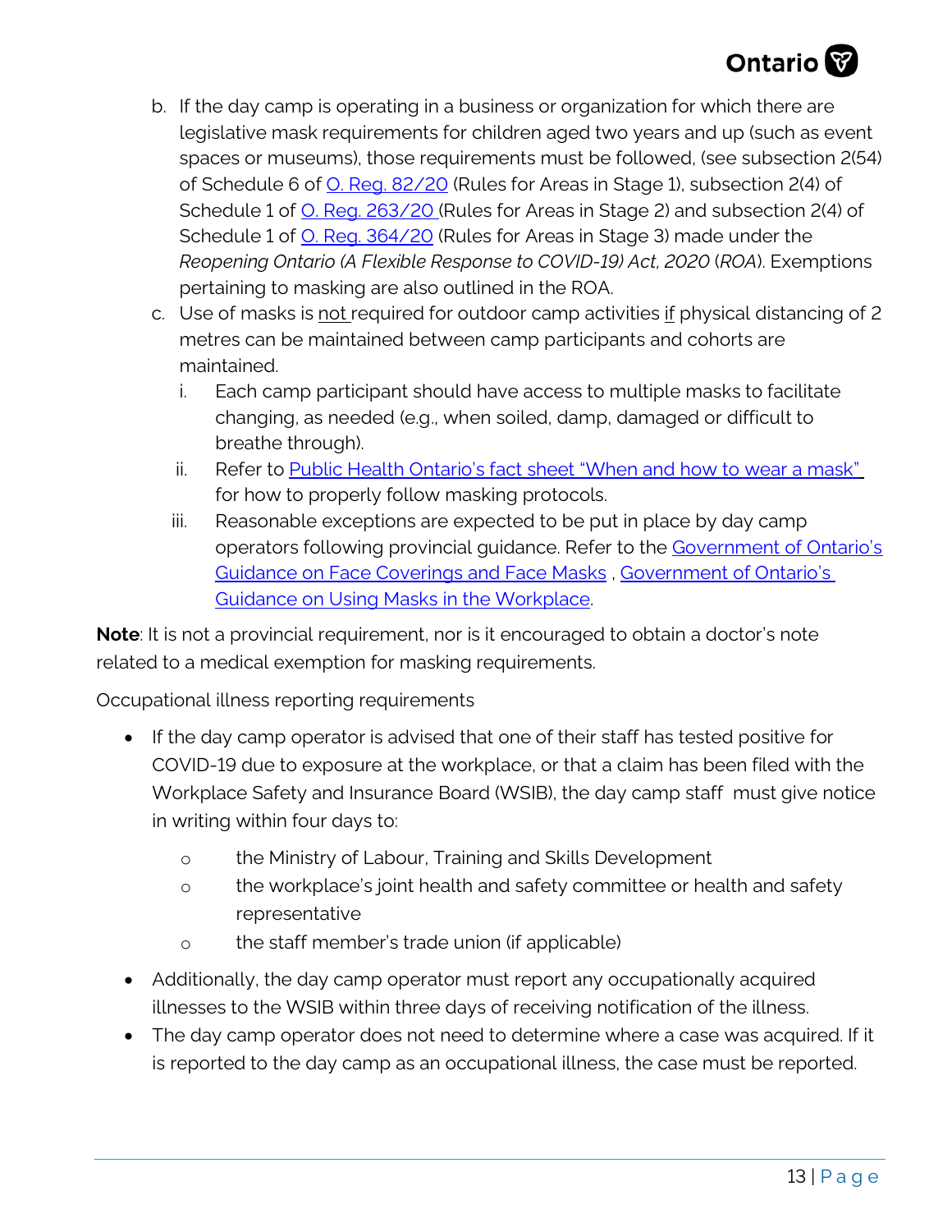b. If the day camp is operating in a business or organization for which there are legislative mask requirements for children aged two years and up (such as event spaces or museums), those requirements must be followed, (see subsection 2(54) of Schedule 6 of [O. Reg. 82/20](#) (Rules for Areas in Stage 1), subsection 2(4) of Schedule 1 of [O. Reg. 263/20](#) (Rules for Areas in Stage 2) and subsection 2(4) of Schedule 1 of [O. Reg. 364/20](#) (Rules for Areas in Stage 3) made under the *Reopening Ontario (A Flexible Response to COVID-19) Act, 2020* (*ROA*). Exemptions pertaining to masking are also outlined in the ROA.

c. Use of masks is not required for outdoor camp activities if physical distancing of 2 metres can be maintained between camp participants and cohorts are maintained.

   i. Each camp participant should have access to multiple masks to facilitate changing, as needed (e.g., when soiled, damp, damaged or difficult to breathe through).

   ii. Refer to [Public Health Ontario's fact sheet "When and how to wear a mask"](#) for how to properly follow masking protocols.

   iii. Reasonable exceptions are expected to be put in place by day camp operators following provincial guidance. Refer to the [Government of Ontario's Guidance on Face Coverings and Face Masks](#) , [Government of Ontario's Guidance on Using Masks in the Workplace](#).

**Note**: It is not a provincial requirement, nor is it encouraged to obtain a doctor's note related to a medical exemption for masking requirements.

Occupational illness reporting requirements

- If the day camp operator is advised that one of their staff has tested positive for COVID-19 due to exposure at the workplace, or that a claim has been filed with the Workplace Safety and Insurance Board (WSIB), the day camp staff must give notice in writing within four days to:
  - the Ministry of Labour, Training and Skills Development
  - the workplace's joint health and safety committee or health and safety representative
  - the staff member's trade union (if applicable)
- Additionally, the day camp operator must report any occupationally acquired illnesses to the WSIB within three days of receiving notification of the illness.
- The day camp operator does not need to determine where a case was acquired. If it is reported to the day camp as an occupational illness, the case must be reported.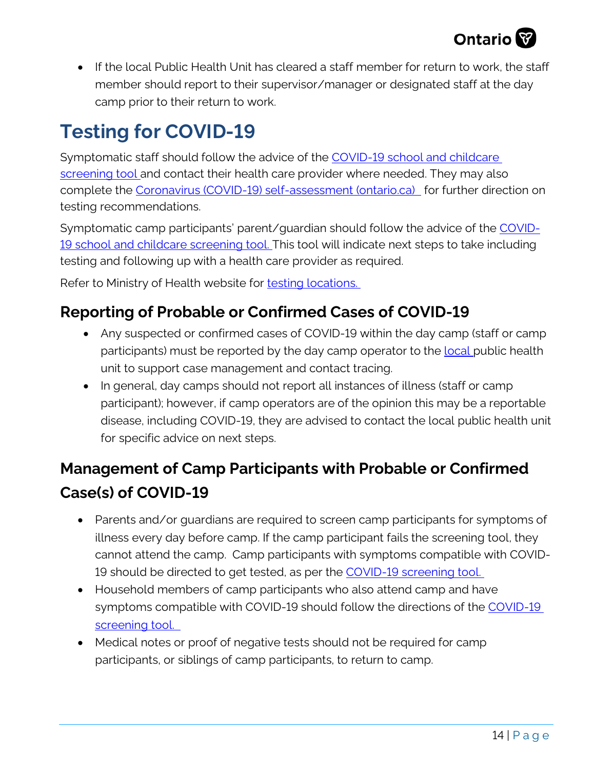- If the local Public Health Unit has cleared a staff member for return to work, the staff member should report to their supervisor/manager or designated staff at the day camp prior to their return to work.

# Testing for COVID-19

Symptomatic staff should follow the advice of the COVID-19 school and childcare screening tool and contact their health care provider where needed. They may also complete the Coronavirus (COVID-19) self-assessment (ontario.ca) for further direction on testing recommendations.

Symptomatic camp participants' parent/guardian should follow the advice of the COVID-19 school and childcare screening tool. This tool will indicate next steps to take including testing and following up with a health care provider as required.

Refer to Ministry of Health website for testing locations.

## Reporting of Probable or Confirmed Cases of COVID-19

- Any suspected or confirmed cases of COVID-19 within the day camp (staff or camp participants) must be reported by the day camp operator to the local public health unit to support case management and contact tracing.
- In general, day camps should not report all instances of illness (staff or camp participant); however, if camp operators are of the opinion this may be a reportable disease, including COVID-19, they are advised to contact the local public health unit for specific advice on next steps.

## Management of Camp Participants with Probable or Confirmed Case(s) of COVID-19

- Parents and/or guardians are required to screen camp participants for symptoms of illness every day before camp. If the camp participant fails the screening tool, they cannot attend the camp. Camp participants with symptoms compatible with COVID-19 should be directed to get tested, as per the COVID-19 screening tool.
- Household members of camp participants who also attend camp and have symptoms compatible with COVID-19 should follow the directions of the COVID-19 screening tool.
- Medical notes or proof of negative tests should not be required for camp participants, or siblings of camp participants, to return to camp.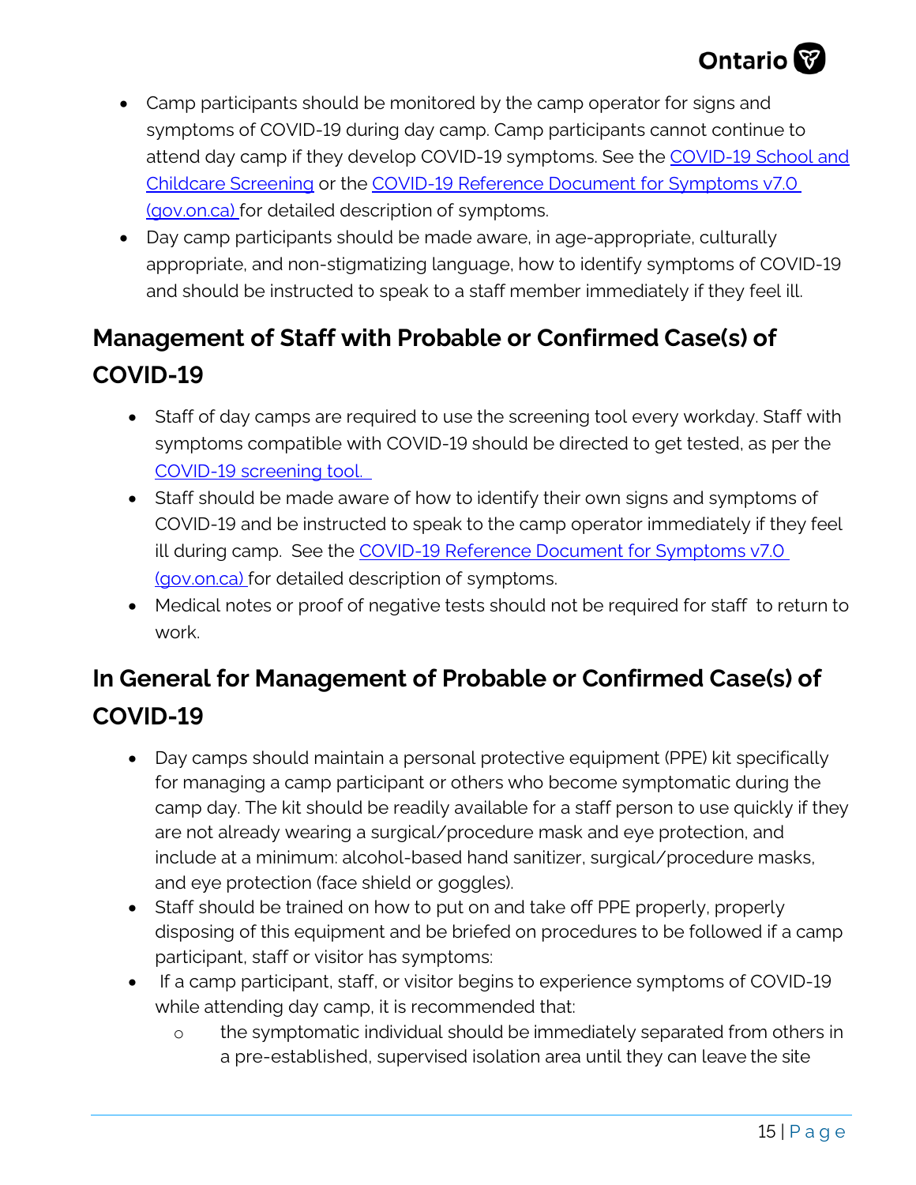- Camp participants should be monitored by the camp operator for signs and symptoms of COVID-19 during day camp. Camp participants cannot continue to attend day camp if they develop COVID-19 symptoms. See the [COVID-19 School and Childcare Screening]() or the [COVID-19 Reference Document for Symptoms v7.0 (gov.on.ca)]() for detailed description of symptoms.
- Day camp participants should be made aware, in age-appropriate, culturally appropriate, and non-stigmatizing language, how to identify symptoms of COVID-19 and should be instructed to speak to a staff member immediately if they feel ill.

## Management of Staff with Probable or Confirmed Case(s) of COVID-19

- Staff of day camps are required to use the screening tool every workday. Staff with symptoms compatible with COVID-19 should be directed to get tested, as per the [COVID-19 screening tool.]()
- Staff should be made aware of how to identify their own signs and symptoms of COVID-19 and be instructed to speak to the camp operator immediately if they feel ill during camp. See the [COVID-19 Reference Document for Symptoms v7.0 (gov.on.ca)]() for detailed description of symptoms.
- Medical notes or proof of negative tests should not be required for staff to return to work.

## In General for Management of Probable or Confirmed Case(s) of COVID-19

- Day camps should maintain a personal protective equipment (PPE) kit specifically for managing a camp participant or others who become symptomatic during the camp day. The kit should be readily available for a staff person to use quickly if they are not already wearing a surgical/procedure mask and eye protection, and include at a minimum: alcohol-based hand sanitizer, surgical/procedure masks, and eye protection (face shield or goggles).
- Staff should be trained on how to put on and take off PPE properly, properly disposing of this equipment and be briefed on procedures to be followed if a camp participant, staff or visitor has symptoms:
- If a camp participant, staff, or visitor begins to experience symptoms of COVID-19 while attending day camp, it is recommended that:
  - the symptomatic individual should be immediately separated from others in a pre-established, supervised isolation area until they can leave the site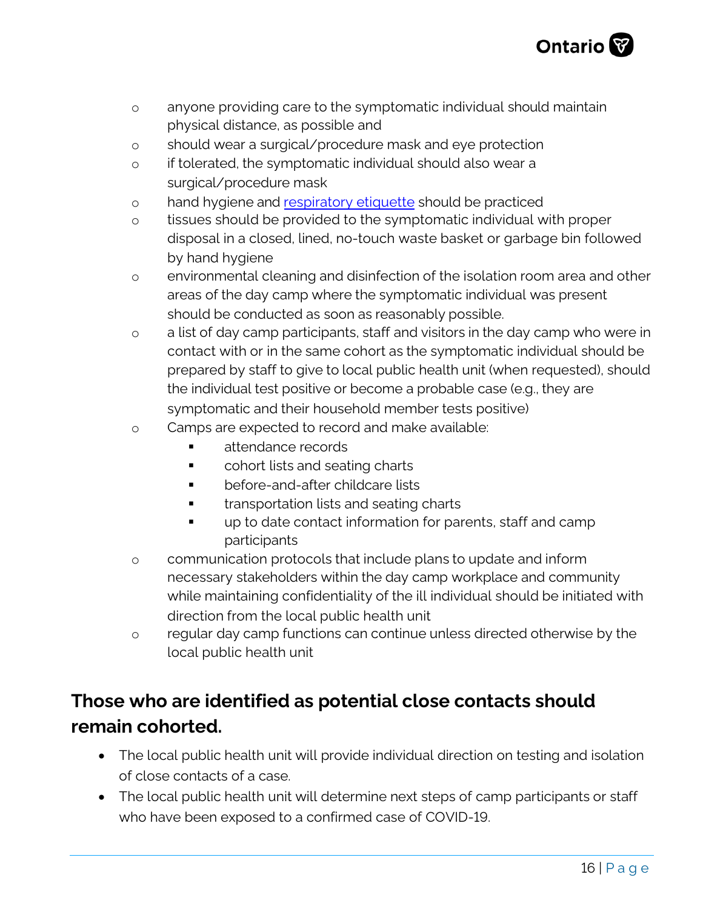- anyone providing care to the symptomatic individual should maintain physical distance, as possible and
- should wear a surgical/procedure mask and eye protection
- if tolerated, the symptomatic individual should also wear a surgical/procedure mask
- hand hygiene and respiratory etiquette should be practiced
- tissues should be provided to the symptomatic individual with proper disposal in a closed, lined, no-touch waste basket or garbage bin followed by hand hygiene
- environmental cleaning and disinfection of the isolation room area and other areas of the day camp where the symptomatic individual was present should be conducted as soon as reasonably possible.
- a list of day camp participants, staff and visitors in the day camp who were in contact with or in the same cohort as the symptomatic individual should be prepared by staff to give to local public health unit (when requested), should the individual test positive or become a probable case (e.g., they are symptomatic and their household member tests positive)
- Camps are expected to record and make available:
  - attendance records
  - cohort lists and seating charts
  - before-and-after childcare lists
  - transportation lists and seating charts
  - up to date contact information for parents, staff and camp participants
- communication protocols that include plans to update and inform necessary stakeholders within the day camp workplace and community while maintaining confidentiality of the ill individual should be initiated with direction from the local public health unit
- regular day camp functions can continue unless directed otherwise by the local public health unit

## Those who are identified as potential close contacts should remain cohorted.

- The local public health unit will provide individual direction on testing and isolation of close contacts of a case.
- The local public health unit will determine next steps of camp participants or staff who have been exposed to a confirmed case of COVID-19.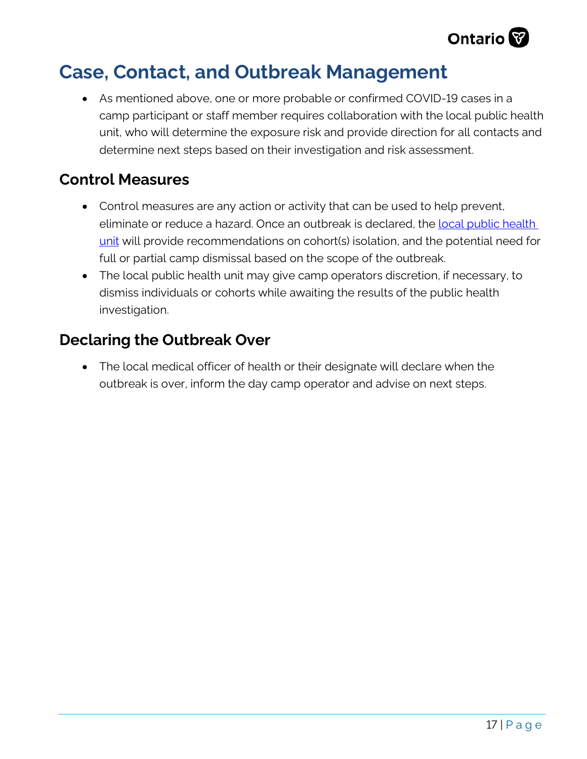# Case, Contact, and Outbreak Management

- As mentioned above, one or more probable or confirmed COVID-19 cases in a camp participant or staff member requires collaboration with the local public health unit, who will determine the exposure risk and provide direction for all contacts and determine next steps based on their investigation and risk assessment.

## Control Measures

- Control measures are any action or activity that can be used to help prevent, eliminate or reduce a hazard. Once an outbreak is declared, the local public health unit will provide recommendations on cohort(s) isolation, and the potential need for full or partial camp dismissal based on the scope of the outbreak.
- The local public health unit may give camp operators discretion, if necessary, to dismiss individuals or cohorts while awaiting the results of the public health investigation.

## Declaring the Outbreak Over

- The local medical officer of health or their designate will declare when the outbreak is over, inform the day camp operator and advise on next steps.